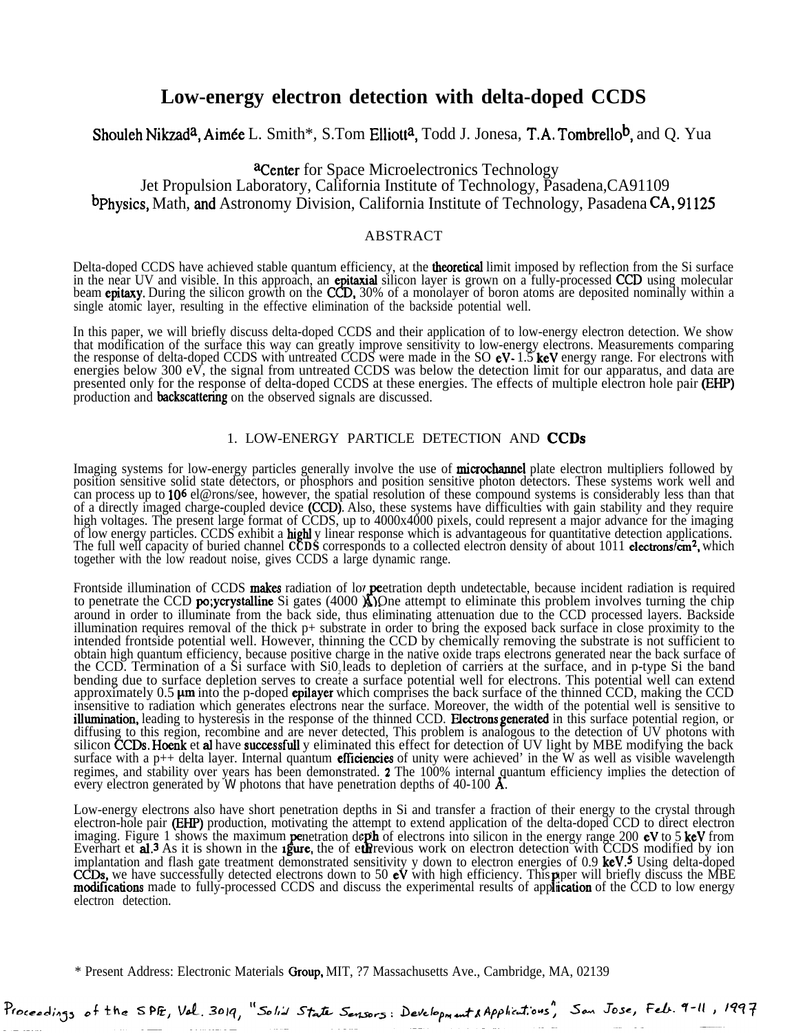# Low-energy electron detection with delta-doped CCDS

Shouleh Nikzad[a], Aimée L. Smith*, S.Tom Elliott[a], Todd J. Jones[a], T.A. Tombrello[b], and Q. Yu[a]

[a]Center for Space Microelectronics Technology
Jet Propulsion Laboratory, California Institute of Technology, Pasadena,CA91109
[b]Physics, Math, and Astronomy Division, California Institute of Technology, Pasadena CA, 91125

## ABSTRACT

Delta-doped CCDS have achieved stable quantum efficiency, at the theoretical limit imposed by reflection from the Si surface in the near UV and visible. In this approach, an epitaxial silicon layer is grown on a fully-processed CCD using molecular beam epitaxy. During the silicon growth on the CCD, 30% of a monolayer of boron atoms are deposited nominally within a single atomic layer, resulting in the effective elimination of the backside potential well.

In this paper, we will briefly discuss delta-doped CCDS and their application of to low-energy electron detection. We show that modification of the surface this way can greatly improve sensitivity to low-energy electrons. Measurements comparing the response of delta-doped CCDS with untreated CCDS were made in the SO eV- 1.5 keV energy range. For electrons with energies below 300 eV, the signal from untreated CCDS was below the detection limit for our apparatus, and data are presented only for the response of delta-doped CCDS at these energies. The effects of multiple electron hole pair (EHP) production and backscattering on the observed signals are discussed.

## 1. LOW-ENERGY PARTICLE DETECTION AND CCDs

Imaging systems for low-energy particles generally involve the use of microchannel plate electron multipliers followed by position sensitive solid state detectors, or phosphors and position sensitive photon detectors. These systems work well and can process up to $10^6$ el@rons/see, however, the spatial resolution of these compound systems is considerably less than that of a directly imaged charge-coupled device (CCD). Also, these systems have difficulties with gain stability and they require high voltages. The present large format of CCDS, up to 4000x4000 pixels, could represent a major advance for the imaging of low energy particles. CCDS exhibit a highl y linear response which is advantageous for quantitative detection applications. The full well capacity of buried channel CCDS corresponds to a collected electron density of about 1011 electrons/cm$^2$, which together with the low readout noise, gives CCDS a large dynamic range.

Frontside illumination of CCDS makes radiation of lo/ peetration depth undetectable, because incident radiation is required to penetrate the CCD po;ycrystalline Si gates (4000 Å).One attempt to eliminate this problem involves turning the chip around in order to illuminate from the back side, thus eliminating attenuation due to the CCD processed layers. Backside illumination requires removal of the thick p+ substrate in order to bring the exposed back surface in close proximity to the intended frontside potential well. However, thinning the CCD by chemically removing the substrate is not sufficient to obtain high quantum efficiency, because positive charge in the native oxide traps electrons generated near the back surface of the CCD. Termination of a Si surface with $SiO_2$ leads to depletion of carriers at the surface, and in p-type Si the band bending due to surface depletion serves to create a surface potential well for electrons. This potential well can extend approximately 0.5 μm into the p-doped epilayer which comprises the back surface of the thinned CCD, making the CCD insensitive to radiation which generates electrons near the surface. Moreover, the width of the potential well is sensitive to illumination, leading to hysteresis in the response of the thinned CCD. Electrons generated in this surface potential region, or diffusing to this region, recombine and are never detected, This problem is analogous to the detection of UV photons with silicon CCDs. Hoenk et al have successfull y eliminated this effect for detection of UV light by MBE modifying the back surface with a p++ delta layer. Internal quantum efficiencies of unity were achieved' in the W as well as visible wavelength regimes, and stability over years has been demonstrated. [2] The 100% internal quantum efficiency implies the detection of every electron generated by W photons that have penetration depths of 40-100 Å.

Low-energy electrons also have short penetration depths in Si and transfer a fraction of their energy to the crystal through electron-hole pair (EHP) production, motivating the attempt to extend application of the delta-doped CCD to direct electron imaging. Figure 1 shows the maximum penetration depth of electrons into silicon in the energy range 200 eV to 5 keV from Everhart et al.[3] As it is shown in the figure, the of the previous work on electron detection with CCDS modified by ion implantation and flash gate treatment demonstrated sensitivity y down to electron energies of 0.9 keV.[5] Using delta-doped CCDs, we have successfully detected electrons down to 50 eV with high efficiency. This paper will briefly discuss the MBE modifications made to fully-processed CCDS and discuss the experimental results of application of the CCD to low energy electron detection.

* Present Address: Electronic Materials Group, MIT, ?7 Massachusetts Ave., Cambridge, MA, 02139

Proceedings of the SPIE, Vol. 3019, "Solid State Sensors: Development & Applications", San Jose, Feb. 9-11, 1997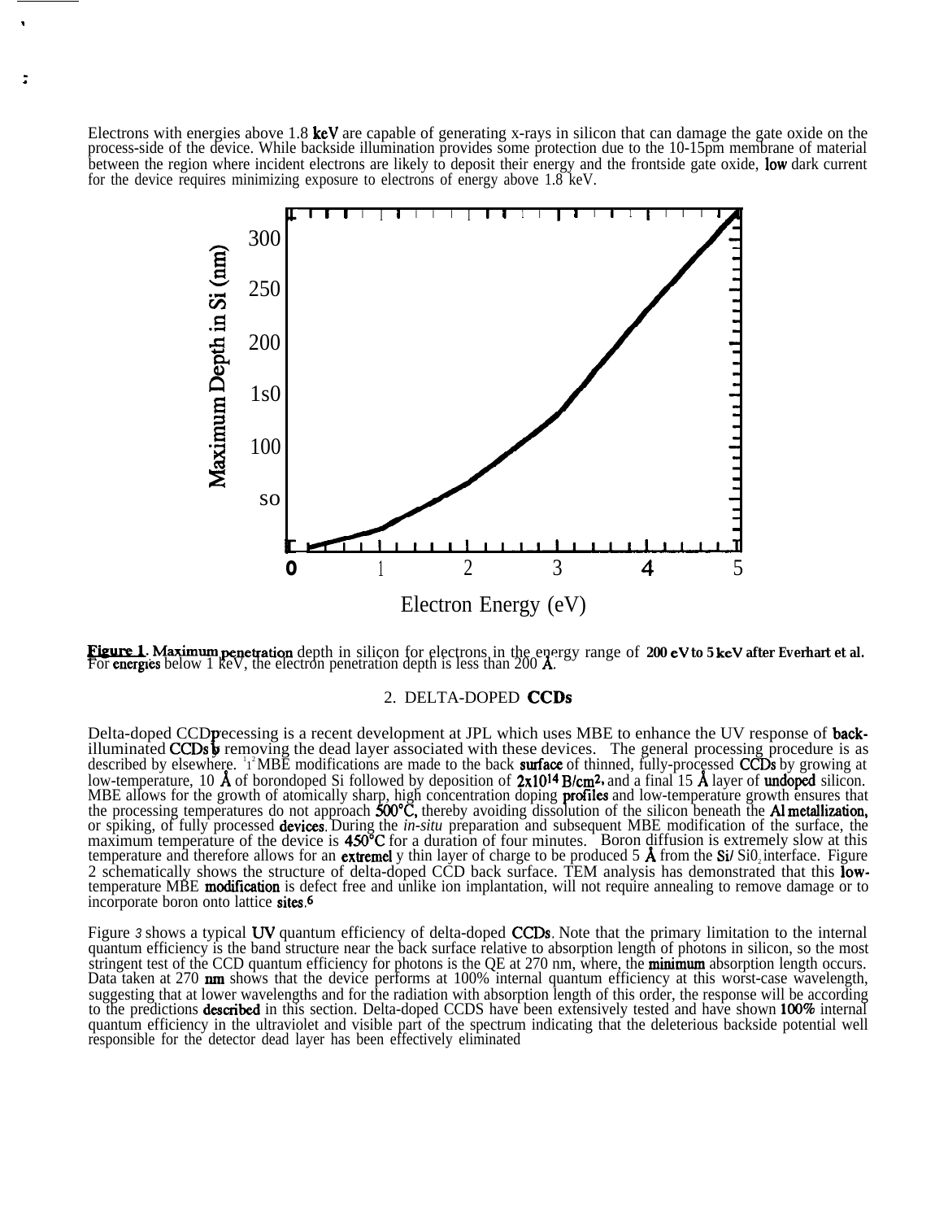Electrons with energies above 1.8 keV are capable of generating x-rays in silicon that can damage the gate oxide on the process-side of the device. While backside illumination provides some protection due to the 10-15pm membrane of material between the region where incident electrons are likely to deposit their energy and the frontside gate oxide, low dark current for the device requires minimizing exposure to electrons of energy above 1.8 keV.

**Figure 1**. **Maximum penetration** depth in silicon for electrons in the energy range of **200 eV to 5 keV after Everhart et al.** For energies below 1 keV, the electron penetration depth is less than 200 Å.

## 2. DELTA-DOPED CCDs

Delta-doped CCD processing is a recent development at JPL which uses MBE to enhance the UV response of back-illuminated CCDs by removing the dead layer associated with these devices. The general processing procedure is as described by elsewhere.[1,2] MBE modifications are made to the back surface of thinned, fully-processed CCDs by growing at low-temperature, 10 Å of borondoped Si followed by deposition of $2x10^{14}$ B/cm$^2$, and a final 15 Å layer of undoped silicon. MBE allows for the growth of atomically sharp, high concentration doping profiles and low-temperature growth ensures that the processing temperatures do not approach 500°C, thereby avoiding dissolution of the silicon beneath the Al metallization, or spiking, of fully processed devices. During the *in-situ* preparation and subsequent MBE modification of the surface, the maximum temperature of the device is 450°C for a duration of four minutes. Boron diffusion is extremely slow at this temperature and therefore allows for an extremel y thin layer of charge to be produced 5 Å from the Si/ $SiO_2$ interface. Figure 2 schematically shows the structure of delta-doped CCD back surface. TEM analysis has demonstrated that this low-temperature MBE modification is defect free and unlike ion implantation, will not require annealing to remove damage or to incorporate boron onto lattice sites.[6]

Figure 3 shows a typical UV quantum efficiency of delta-doped CCDs. Note that the primary limitation to the internal quantum efficiency is the band structure near the back surface relative to absorption length of photons in silicon, so the most stringent test of the CCD quantum efficiency for photons is the QE at 270 nm, where, the minimum absorption length occurs. Data taken at 270 nm shows that the device performs at 100% internal quantum efficiency at this worst-case wavelength, suggesting that at lower wavelengths and for the radiation with absorption length of this order, the response will be according to the predictions described in this section. Delta-doped CCDS have been extensively tested and have shown 100% internal quantum efficiency in the ultraviolet and visible part of the spectrum indicating that the deleterious backside potential well responsible for the detector dead layer has been effectively eliminated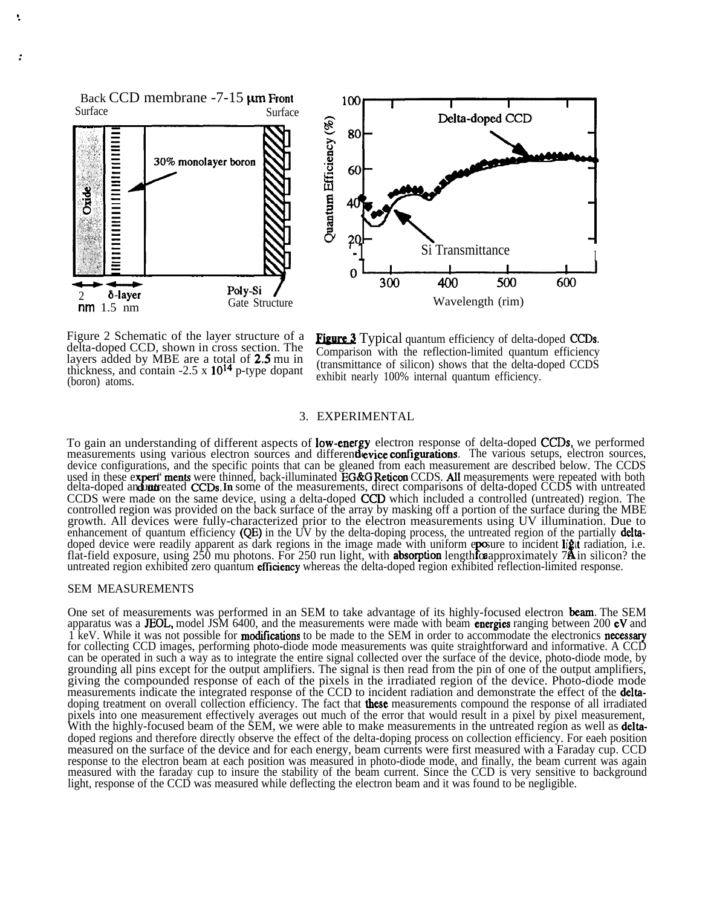Figure 2 Schematic of the layer structure of a delta-doped CCD, shown in cross section. The layers added by MBE are a total of 2.5 mu in thickness, and contain ~2.5 x $10^{14}$ p-type dopant (boron) atoms.

**Figure 3** Typical quantum efficiency of delta-doped CCDs. Comparison with the reflection-limited quantum efficiency (transmittance of silicon) shows that the delta-doped CCDS exhibit nearly 100% internal quantum efficiency.

## 3. EXPERIMENTAL

To gain an understanding of different aspects of low-energy electron response of delta-doped CCDs, we performed measurements using various electron sources and different device configurations. The various setups, electron sources, device configurations, and the specific points that can be gleaned from each measurement are described below. The CCDS used in these experiments were thinned, back-illuminated EG&G Reticon CCDS. All measurements were repeated with both delta-doped and untreated CCDs. In some of the measurements, direct comparisons of delta-doped CCDS with untreated CCDS were made on the same device, using a delta-doped CCD which included a controlled (untreated) region. The controlled region was provided on the back surface of the array by masking off a portion of the surface during the MBE growth. All devices were fully-characterized prior to the electron measurements using UV illumination. Due to enhancement of quantum efficiency (QE) in the UV by the delta-doping process, the untreated region of the partially delta-doped device were readily apparent as dark regions in the image made with uniform exposure to incident light radiation, i.e. flat-field exposure, using 250 mu photons. For 250 run light, with absorption length of approximately 7Å in silicon? the untreated region exhibited zero quantum efficiency whereas the delta-doped region exhibited reflection-limited response.

### SEM MEASUREMENTS

One set of measurements was performed in an SEM to take advantage of its highly-focused electron beam. The SEM apparatus was a JEOL, model JSM 6400, and the measurements were made with beam energies ranging between 200 eV and 1 keV. While it was not possible for modifications to be made to the SEM in order to accommodate the electronics necessary for collecting CCD images, performing photo-diode mode measurements was quite straightforward and informative. A CCD can be operated in such a way as to integrate the entire signal collected over the surface of the device, photo-diode mode, by grounding all pins except for the output amplifiers. The signal is then read from the pin of one of the output amplifiers, giving the compounded response of each of the pixels in the irradiated region of the device. Photo-diode mode measurements indicate the integrated response of the CCD to incident radiation and demonstrate the effect of the delta-doping treatment on overall collection efficiency. The fact that these measurements compound the response of all irradiated pixels into one measurement effectively averages out much of the error that would result in a pixel by pixel measurement, With the highly-focused beam of the SEM, we were able to make measurements in the untreated region as well as delta-doped regions and therefore directly observe the effect of the delta-doping process on collection efficiency. For eaeh position measured on the surface of the device and for each energy, beam currents were first measured with a Faraday cup. CCD response to the electron beam at each position was measured in photo-diode mode, and finally, the beam current was again measured with the faraday cup to insure the stability of the beam current. Since the CCD is very sensitive to background light, response of the CCD was measured while deflecting the electron beam and it was found to be negligible.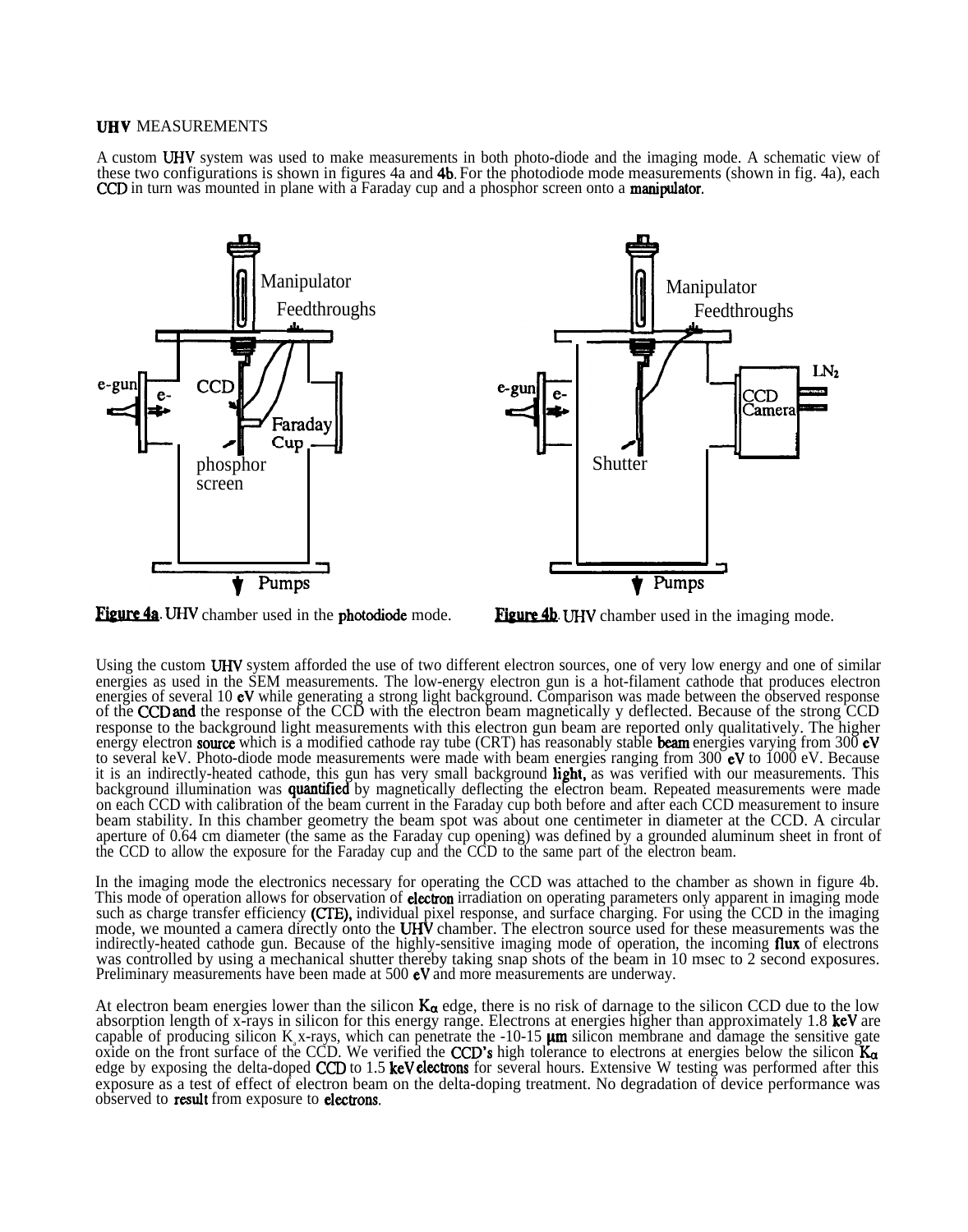## UHV MEASUREMENTS

A custom UHV system was used to make measurements in both photo-diode and the imaging mode. A schematic view of these two configurations is shown in figures 4a and 4b. For the photodiode mode measurements (shown in fig. 4a), each CCD in turn was mounted in plane with a Faraday cup and a phosphor screen onto a manipulator.

**Figure 4a**. UHV chamber used in the photodiode mode.

**Figure 4b**. UHV chamber used in the imaging mode.

Using the custom UHV system afforded the use of two different electron sources, one of very low energy and one of similar energies as used in the SEM measurements. The low-energy electron gun is a hot-filament cathode that produces electron energies of several 10 eV while generating a strong light background. Comparison was made between the observed response of the CCD and the response of the CCD with the electron beam magnetically y deflected. Because of the strong CCD response to the background light measurements with this electron gun beam are reported only qualitatively. The higher energy electron source which is a modified cathode ray tube (CRT) has reasonably stable beam energies varying from 300 eV to several keV. Photo-diode mode measurements were made with beam energies ranging from 300 eV to 1000 eV. Because it is an indirectly-heated cathode, this gun has very small background light, as was verified with our measurements. This background illumination was quantified by magnetically deflecting the electron beam. Repeated measurements were made on each CCD with calibration of the beam current in the Faraday cup both before and after each CCD measurement to insure beam stability. In this chamber geometry the beam spot was about one centimeter in diameter at the CCD. A circular aperture of 0.64 cm diameter (the same as the Faraday cup opening) was defined by a grounded aluminum sheet in front of the CCD to allow the exposure for the Faraday cup and the CCD to the same part of the electron beam.

In the imaging mode the electronics necessary for operating the CCD was attached to the chamber as shown in figure 4b. This mode of operation allows for observation of electron irradiation on operating parameters only apparent in imaging mode such as charge transfer efficiency (CTE), individual pixel response, and surface charging. For using the CCD in the imaging mode, we mounted a camera directly onto the UHV chamber. The electron source used for these measurements was the indirectly-heated cathode gun. Because of the highly-sensitive imaging mode of operation, the incoming flux of electrons was controlled by using a mechanical shutter thereby taking snap shots of the beam in 10 msec to 2 second exposures. Preliminary measurements have been made at 500 eV and more measurements are underway.

At electron beam energies lower than the silicon $K_\alpha$ edge, there is no risk of damage to the silicon CCD due to the low absorption length of x-rays in silicon for this energy range. Electrons at energies higher than approximately 1.8 keV are capable of producing silicon $K_\alpha$ x-rays, which can penetrate the -10-15 μm silicon membrane and damage the sensitive gate oxide on the front surface of the CCD. We verified the CCD's high tolerance to electrons at energies below the silicon $K_\alpha$ edge by exposing the delta-doped CCD to 1.5 keV electrons for several hours. Extensive W testing was performed after this exposure as a test of effect of electron beam on the delta-doping treatment. No degradation of device performance was observed to result from exposure to electrons.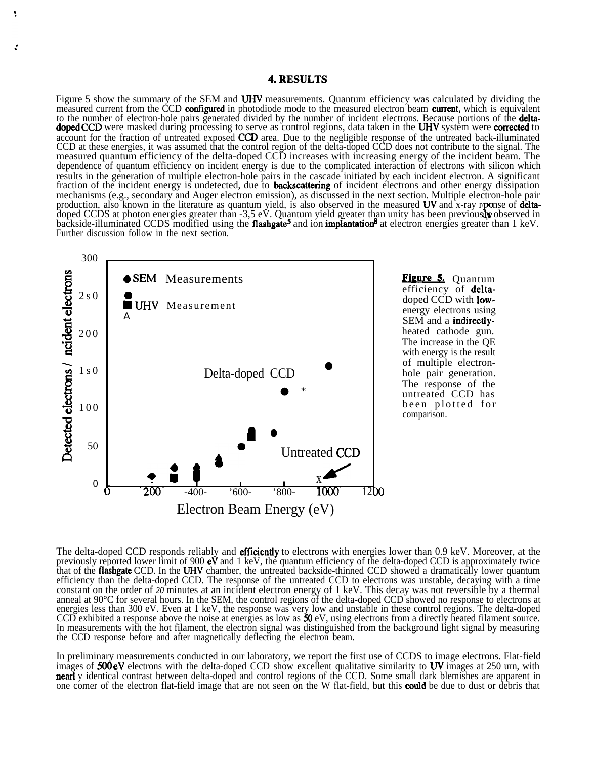## 4. RESULTS

Figure 5 show the summary of the SEM and UHV measurements. Quantum efficiency was calculated by dividing the measured current from the CCD configured in photodiode mode to the measured electron beam current, which is equivalent to the number of electron-hole pairs generated divided by the number of incident electrons. Because portions of the delta-doped CCD were masked during processing to serve as control regions, data taken in the UHV system were corrected to account for the fraction of untreated exposed CCD area. Due to the negligible response of the untreated back-illuminated CCD at these energies, it was assumed that the control region of the delta-doped CCD does not contribute to the signal. The measured quantum efficiency of the delta-doped CCD increases with increasing energy of the incident beam. The dependence of quantum efficiency on incident energy is due to the complicated interaction of electrons with silicon which results in the generation of multiple electron-hole pairs in the cascade initiated by each incident electron. A significant fraction of the incident energy is undetected, due to backscattering of incident electrons and other energy dissipation mechanisms (e.g., secondary and Auger electron emission), as discussed in the next section. Multiple electron-hole pair production, also known in the literature as quantum yield, is also observed in the measured UV and x-ray rponse of delta-doped CCDS at photon energies greater than -3,5 eV. Quantum yield greater than unity has been previously observed in backside-illuminated CCDS modified using the flashgate[5] and ion implantation[8] at electron energies greater than 1 keV. Further discussion follow in the next section.

**Figure 5.** Quantum efficiency of delta-doped CCD with low-energy electrons using SEM and a indirectly-heated cathode gun. The increase in the QE with energy is the result of multiple electron-hole pair generation. The response of the untreated CCD has been plotted for comparison.

The delta-doped CCD responds reliably and efficiently to electrons with energies lower than 0.9 keV. Moreover, at the previously reported lower limit of 900 eV and 1 keV, the quantum efficiency of the delta-doped CCD is approximately twice that of the flashgate CCD. In the UHV chamber, the untreated backside-thinned CCD showed a dramatically lower quantum efficiency than the delta-doped CCD. The response of the untreated CCD to electrons was unstable, decaying with a time constant on the order of *20* minutes at an incident electron energy of 1 keV. This decay was not reversible by a thermal anneal at 90°C for several hours. In the SEM, the control regions of the delta-doped CCD showed no response to electrons at energies less than 300 eV. Even at 1 keV, the response was very low and unstable in these control regions. The delta-doped CCD exhibited a response above the noise at energies as low as 50 eV, using electrons from a directly heated filament source. In measurements with the hot filament, the electron signal was distinguished from the background light signal by measuring the CCD response before and after magnetically deflecting the electron beam.

In preliminary measurements conducted in our laboratory, we report the first use of CCDS to image electrons. Flat-field images of 500 eV electrons with the delta-doped CCD show excellent qualitative similarity to UV images at 250 urn, with nearl y identical contrast between delta-doped and control regions of the CCD. Some small dark blemishes are apparent in one comer of the electron flat-field image that are not seen on the W flat-field, but this could be due to dust or debris that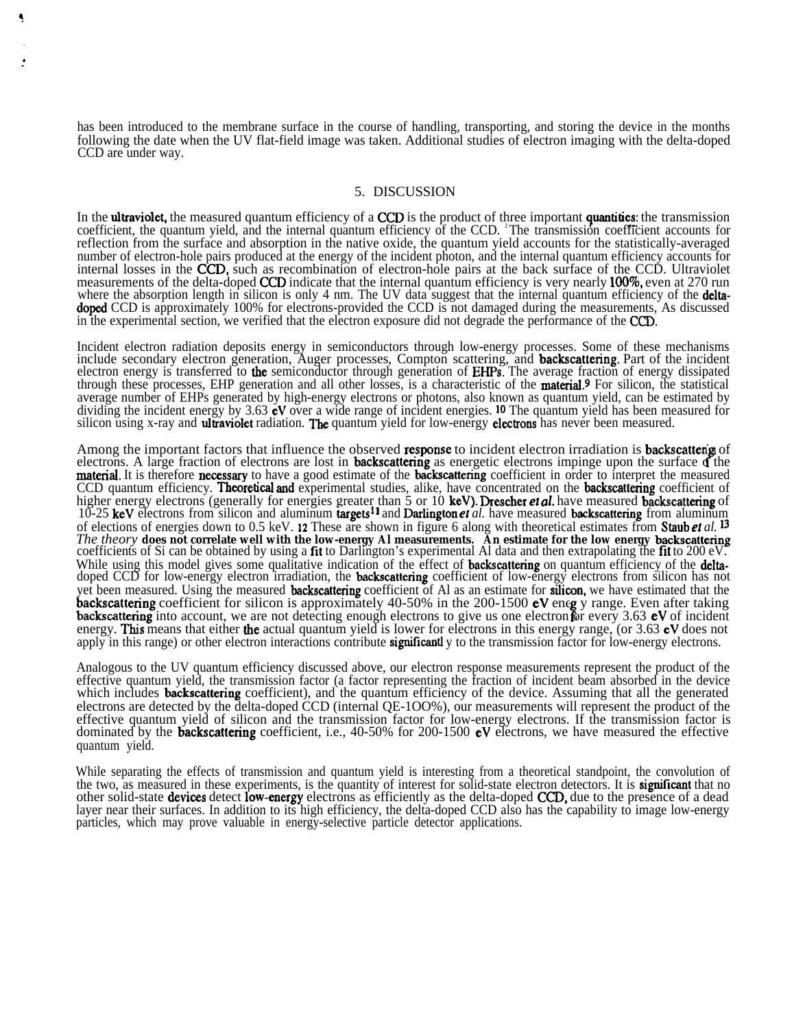has been introduced to the membrane surface in the course of handling, transporting, and storing the device in the months following the date when the UV flat-field image was taken. Additional studies of electron imaging with the delta-doped CCD are under way.

## 5. DISCUSSION

In the ultraviolet, the measured quantum efficiency of a CCD is the product of three important quantities: the transmission coefficient, the quantum yield, and the internal quantum efficiency of the CCD. [2] The transmission coefficient accounts for reflection from the surface and absorption in the native oxide, the quantum yield accounts for the statistically-averaged number of electron-hole pairs produced at the energy of the incident photon, and the internal quantum efficiency accounts for internal losses in the CCD, such as recombination of electron-hole pairs at the back surface of the CCD. Ultraviolet measurements of the delta-doped CCD indicate that the internal quantum efficiency is very nearly 100%, even at 270 run where the absorption length in silicon is only 4 nm. The UV data suggest that the internal quantum efficiency of the delta-doped CCD is approximately 100% for electrons-provided the CCD is not damaged during the measurements, As discussed in the experimental section, we verified that the electron exposure did not degrade the performance of the CCD.

Incident electron radiation deposits energy in semiconductors through low-energy processes. Some of these mechanisms include secondary electron generation, Auger processes, Compton scattering, and backscattering. Part of the incident electron energy is transferred to the semiconductor through generation of EHPs. The average fraction of energy dissipated through these processes, EHP generation and all other losses, is a characteristic of the material.[9] For silicon, the statistical average number of EHPs generated by high-energy electrons or photons, also known as quantum yield, can be estimated by dividing the incident energy by 3.63 eV over a wide range of incident energies. [10] The quantum yield has been measured for silicon using x-ray and ultraviolet radiation. The quantum yield for low-energy electrons has never been measured.

Among the important factors that influence the observed response to incident electron irradiation is backscattering of electrons. A large fraction of electrons are lost in backscattering as energetic electrons impinge upon the surface of the material. It is therefore necessary to have a good estimate of the backscattering coefficient in order to interpret the measured CCD quantum efficiency. Theoretical and experimental studies, alike, have concentrated on the backscattering coefficient of higher energy electrons (generally for energies greater than 5 or 10 keV). Drescher *et al.* have measured backscattering of 10-25 keV electrons from silicon and aluminum targets[11] and Darlington *et al.* have measured backscattering from aluminum of elections of energies down to 0.5 keV. [12] These are shown in figure 6 along with theoretical estimates from Staub *et al.* [13] *The theory* does not correlate well with the low-energy Al measurements. An estimate for the low energy backscattering coefficients of Si can be obtained by using a fit to Darlington's experimental Al data and then extrapolating the fit to 200 eV. While using this model gives some qualitative indication of the effect of backscattering on quantum efficiency of the delta-doped CCD for low-energy electron irradiation, the backscattering coefficient of low-energy electrons from silicon has not yet been measured. Using the measured backscattering coefficient of Al as an estimate for silicon, we have estimated that the backscattering coefficient for silicon is approximately 40-50% in the 200-1500 eV energ y range. Even after taking backscattering into account, we are not detecting enough electrons to give us one electron for every 3.63 eV of incident energy. This means that either the actual quantum yield is lower for electrons in this energy range, (or 3.63 eV does not apply in this range) or other electron interactions contribute significantl y to the transmission factor for low-energy electrons.

Analogous to the UV quantum efficiency discussed above, our electron response measurements represent the product of the effective quantum yield, the transmission factor (a factor representing the fraction of incident beam absorbed in the device which includes backscattering coefficient), and the quantum efficiency of the device. Assuming that all the generated electrons are detected by the delta-doped CCD (internal QE-1OO%), our measurements will represent the product of the effective quantum yield of silicon and the transmission factor for low-energy electrons. If the transmission factor is dominated by the backscattering coefficient, i.e., 40-50% for 200-1500 eV electrons, we have measured the effective quantum yield.

While separating the effects of transmission and quantum yield is interesting from a theoretical standpoint, the convolution of the two, as measured in these experiments, is the quantity of interest for solid-state electron detectors. It is significant that no other solid-state devices detect low-energy electrons as efficiently as the delta-doped CCD, due to the presence of a dead layer near their surfaces. In addition to its high efficiency, the delta-doped CCD also has the capability to image low-energy particles, which may prove valuable in energy-selective particle detector applications.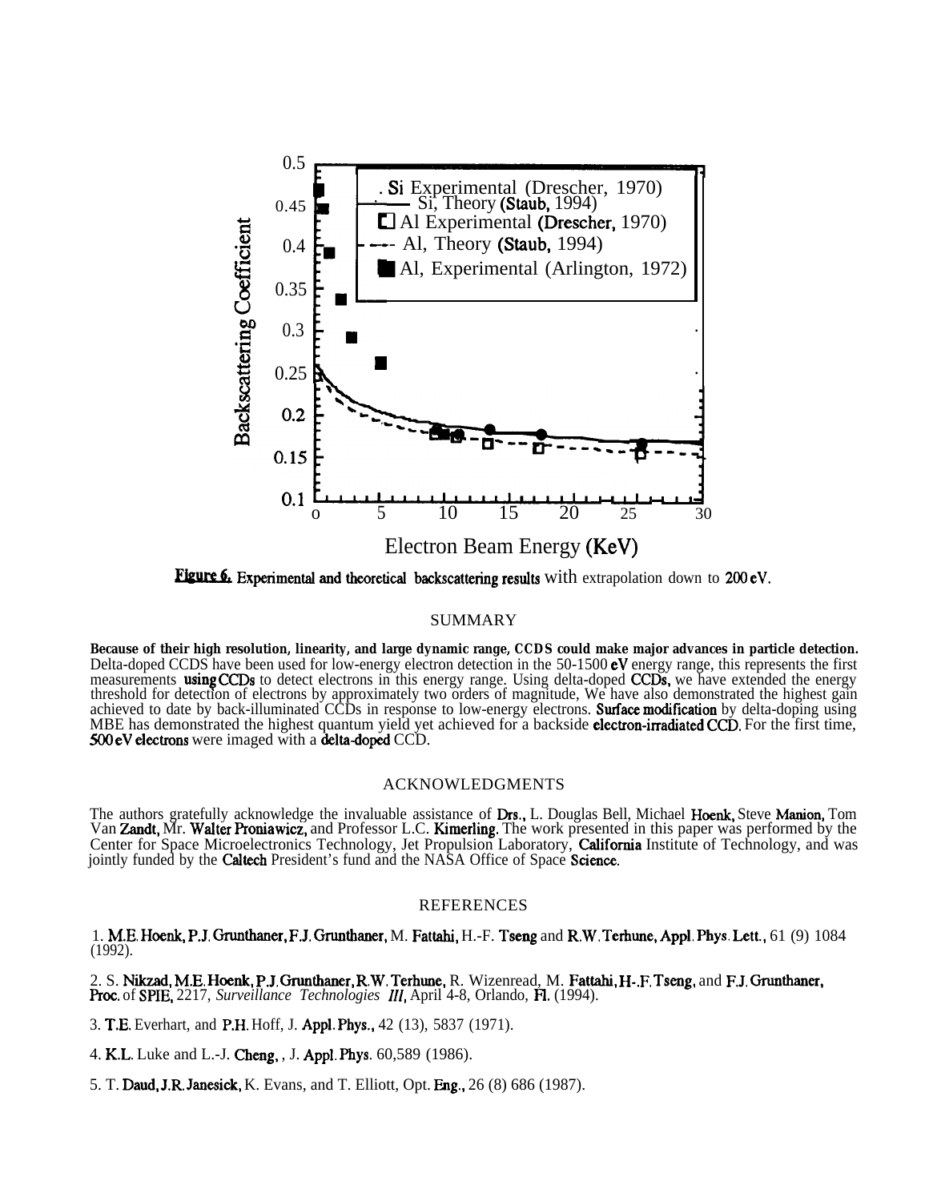**Figure 6.** Experimental and theoretical backscattering results with extrapolation down to 200 eV.

## SUMMARY

**Because of their high resolution, linearity, and large dynamic range, CCDS could make major advances in particle detection.** Delta-doped CCDS have been used for low-energy electron detection in the 50-1500 eV energy range, this represents the first measurements using CCDs to detect electrons in this energy range. Using delta-doped CCDs, we have extended the energy threshold for detection of electrons by approximately two orders of magnitude, We have also demonstrated the highest gain achieved to date by back-illuminated CCDs in response to low-energy electrons. Surface modification by delta-doping using MBE has demonstrated the highest quantum yield yet achieved for a backside electron-irradiated CCD. For the first time, 500 eV electrons were imaged with a delta-doped CCD.

## ACKNOWLEDGMENTS

The authors gratefully acknowledge the invaluable assistance of Drs., L. Douglas Bell, Michael Hoenk, Steve Manion, Tom Van Zandt, Mr. Walter Proniawicz, and Professor L.C. Kimerling. The work presented in this paper was performed by the Center for Space Microelectronics Technology, Jet Propulsion Laboratory, California Institute of Technology, and was jointly funded by the Caltech President's fund and the NASA Office of Space Science.

## REFERENCES

1. M.E. Hoenk, P.J. Grunthaner, F.J. Grunthaner, M. Fattahi, H.-F. Tseng and R.W. Terhune, Appl. Phys. Lett., 61 (9) 1084 (1992).

2. S. Nikzad, M.E. Hoenk, P.J. Grunthaner, R.W. Terhune, R. Wizenread, M. Fattahi, H-.F. Tseng, and F.J. Grunthaner, Proc. of SPIE, 2217, *Surveillance Technologies III*, April 4-8, Orlando, Fl. (1994).

3. T.E. Everhart, and P.H. Hoff, J. Appl. Phys., 42 (13), 5837 (1971).

4. K.L. Luke and L.-J. Cheng, , J. Appl. Phys. 60,589 (1986).

5. T. Daud, J.R. Janesick, K. Evans, and T. Elliott, Opt. Eng., 26 (8) 686 (1987).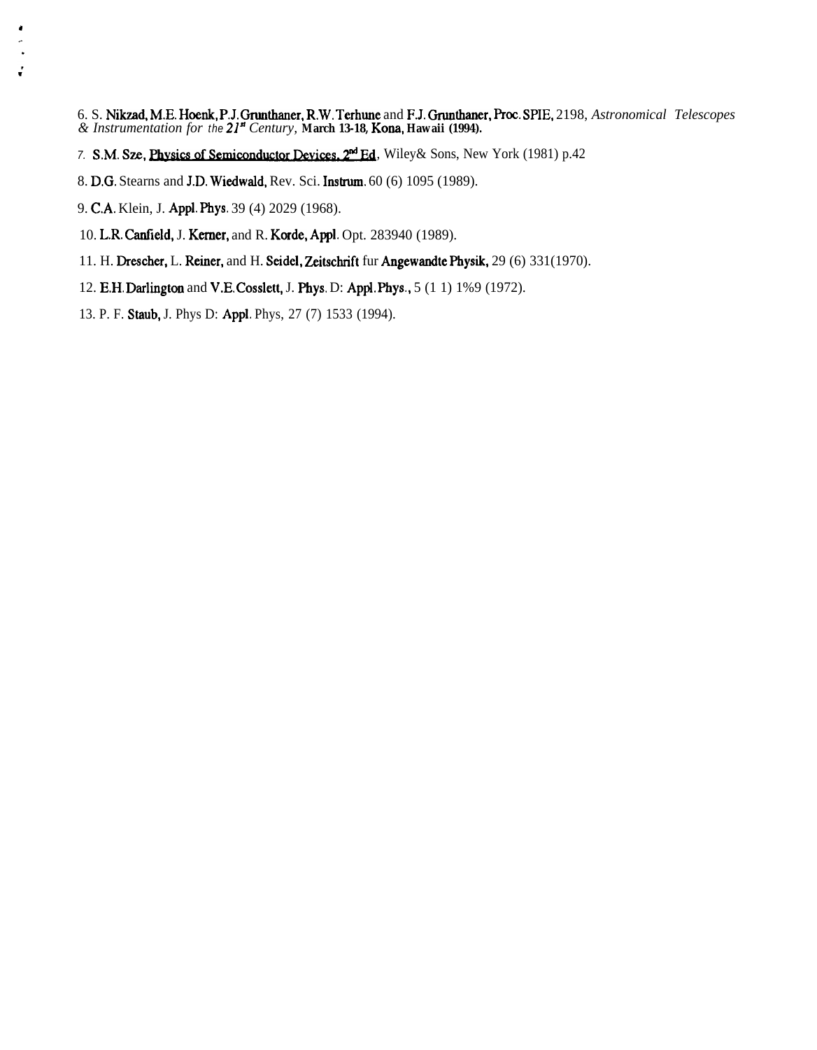6. S. Nikzad, M.E. Hoenk, P.J. Grunthaner, R.W. Terhune and F.J. Grunthaner, Proc. SPIE, 2198, *Astronomical Telescopes & Instrumentation for the 21st Century*, March 13-18, Kona, Hawaii (1994).

7. S.M. Sze, Physics of Semiconductor Devices, 2nd Ed, Wiley& Sons, New York (1981) p.42

8. D.G. Stearns and J.D. Wiedwald, Rev. Sci. Instrum. 60 (6) 1095 (1989).

9. C.A. Klein, J. Appl. Phys. 39 (4) 2029 (1968).

10. L.R. Canfield, J. Kerner, and R. Korde, Appl. Opt. 283940 (1989).

11. H. Drescher, L. Reiner, and H. Seidel, Zeitschrift fur Angewandte Physik, 29 (6) 331(1970).

12. E.H. Darlington and V.E. Cosslett, J. Phys. D: Appl. Phys., 5 (1 1) 1%9 (1972).

13. P. F. Staub, J. Phys D: Appl. Phys, 27 (7) 1533 (1994).